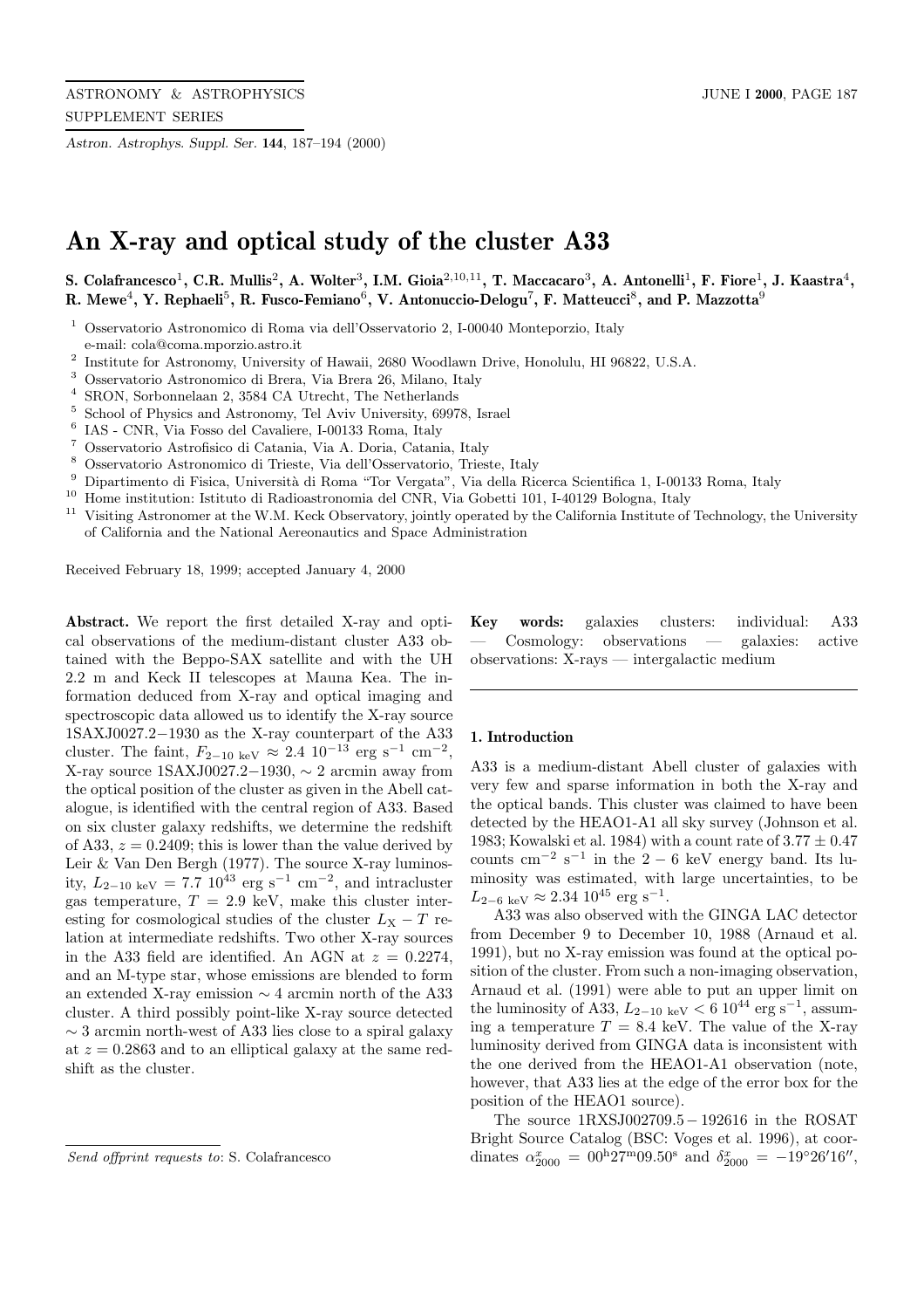# An X-ray and optical study of the cluster A33

**S. Colafrancesco[1], C.R. Mullis[2], A. Wolter[3], I.M. Gioia[2,10,11], T. Maccacaro[3], A. Antonelli[1], F. Fiore[1], J. Kaastra[4], R. Mewe[4], Y. Rephaeli[5], R. Fusco-Femiano[6], V. Antonuccio-Delogu[7], F. Matteucci[8], and P. Mazzotta[9]**

[1] Osservatorio Astronomico di Roma via dell'Osservatorio 2, I-00040 Monteporzio, Italy
e-mail: cola@coma.mporzio.astro.it

[2] Institute for Astronomy, University of Hawaii, 2680 Woodlawn Drive, Honolulu, HI 96822, U.S.A.

[3] Osservatorio Astronomico di Brera, Via Brera 26, Milano, Italy

[4] SRON, Sorbonnelaan 2, 3584 CA Utrecht, The Netherlands

[5] School of Physics and Astronomy, Tel Aviv University, 69978, Israel

[6] IAS - CNR, Via Fosso del Cavaliere, I-00133 Roma, Italy

[7] Osservatorio Astrofisico di Catania, Via A. Doria, Catania, Italy

[8] Osservatorio Astronomico di Trieste, Via dell'Osservatorio, Trieste, Italy

[9] Dipartimento di Fisica, Università di Roma "Tor Vergata", Via della Ricerca Scientifica 1, I-00133 Roma, Italy

[10] Home institution: Istituto di Radioastronomia del CNR, Via Gobetti 101, I-40129 Bologna, Italy

[11] Visiting Astronomer at the W.M. Keck Observatory, jointly operated by the California Institute of Technology, the University of California and the National Aereonautics and Space Administration

Received February 18, 1999; accepted January 4, 2000

**Abstract.** We report the first detailed X-ray and optical observations of the medium-distant cluster A33 obtained with the Beppo-SAX satellite and with the UH 2.2 m and Keck II telescopes at Mauna Kea. The information deduced from X-ray and optical imaging and spectroscopic data allowed us to identify the X-ray source 1SAXJ0027.2−1930 as the X-ray counterpart of the A33 cluster. The faint, $F_{2-10\ \mathrm{keV}} \approx 2.4\ 10^{-13}$ erg s$^{-1}$ cm$^{-2}$, X-ray source 1SAXJ0027.2−1930, $\sim 2$ arcmin away from the optical position of the cluster as given in the Abell catalogue, is identified with the central region of A33. Based on six cluster galaxy redshifts, we determine the redshift of A33, $z = 0.2409$; this is lower than the value derived by Leir & Van Den Bergh (1977). The source X-ray luminosity, $L_{2-10\ \mathrm{keV}} = 7.7\ 10^{43}$ erg s$^{-1}$ cm$^{-2}$, and intracluster gas temperature, $T = 2.9$ keV, make this cluster interesting for cosmological studies of the cluster $L_{\mathrm{X}}-T$ relation at intermediate redshifts. Two other X-ray sources in the A33 field are identified. An AGN at $z = 0.2274$, and an M-type star, whose emissions are blended to form an extended X-ray emission $\sim 4$ arcmin north of the A33 cluster. A third possibly point-like X-ray source detected $\sim 3$ arcmin north-west of A33 lies close to a spiral galaxy at $z = 0.2863$ and to an elliptical galaxy at the same redshift as the cluster.

**Key words:** galaxies clusters: individual: A33 — Cosmology: observations — galaxies: active observations: X-rays — intergalactic medium

## 1. Introduction

A33 is a medium-distant Abell cluster of galaxies with very few and sparse information in both the X-ray and the optical bands. This cluster was claimed to have been detected by the HEAO1-A1 all sky survey (Johnson et al. 1983; Kowalski et al. 1984) with a count rate of $3.77 \pm 0.47$ counts cm$^{-2}$ s$^{-1}$ in the $2-6$ keV energy band. Its luminosity was estimated, with large uncertainties, to be $L_{2-6\ \mathrm{keV}} \approx 2.34\ 10^{45}$ erg s$^{-1}$.

A33 was also observed with the GINGA LAC detector from December 9 to December 10, 1988 (Arnaud et al. 1991), but no X-ray emission was found at the optical position of the cluster. From such a non-imaging observation, Arnaud et al. (1991) were able to put an upper limit on the luminosity of A33, $L_{2-10\ \mathrm{keV}} < 6\ 10^{44}$ erg s$^{-1}$, assuming a temperature $T = 8.4$ keV. The value of the X-ray luminosity derived from GINGA data is inconsistent with the one derived from the HEAO1-A1 observation (note, however, that A33 lies at the edge of the error box for the position of the HEAO1 source).

The source 1RXSJ002709.5−192616 in the ROSAT Bright Source Catalog (BSC: Voges et al. 1996), at coordinates $\alpha^x_{2000} = 00^{\mathrm{h}}27^{\mathrm{m}}09.50^{\mathrm{s}}$ and $\delta^x_{2000} = -19^\circ 26' 16''$,

*Send offprint requests to*: S. Colafrancesco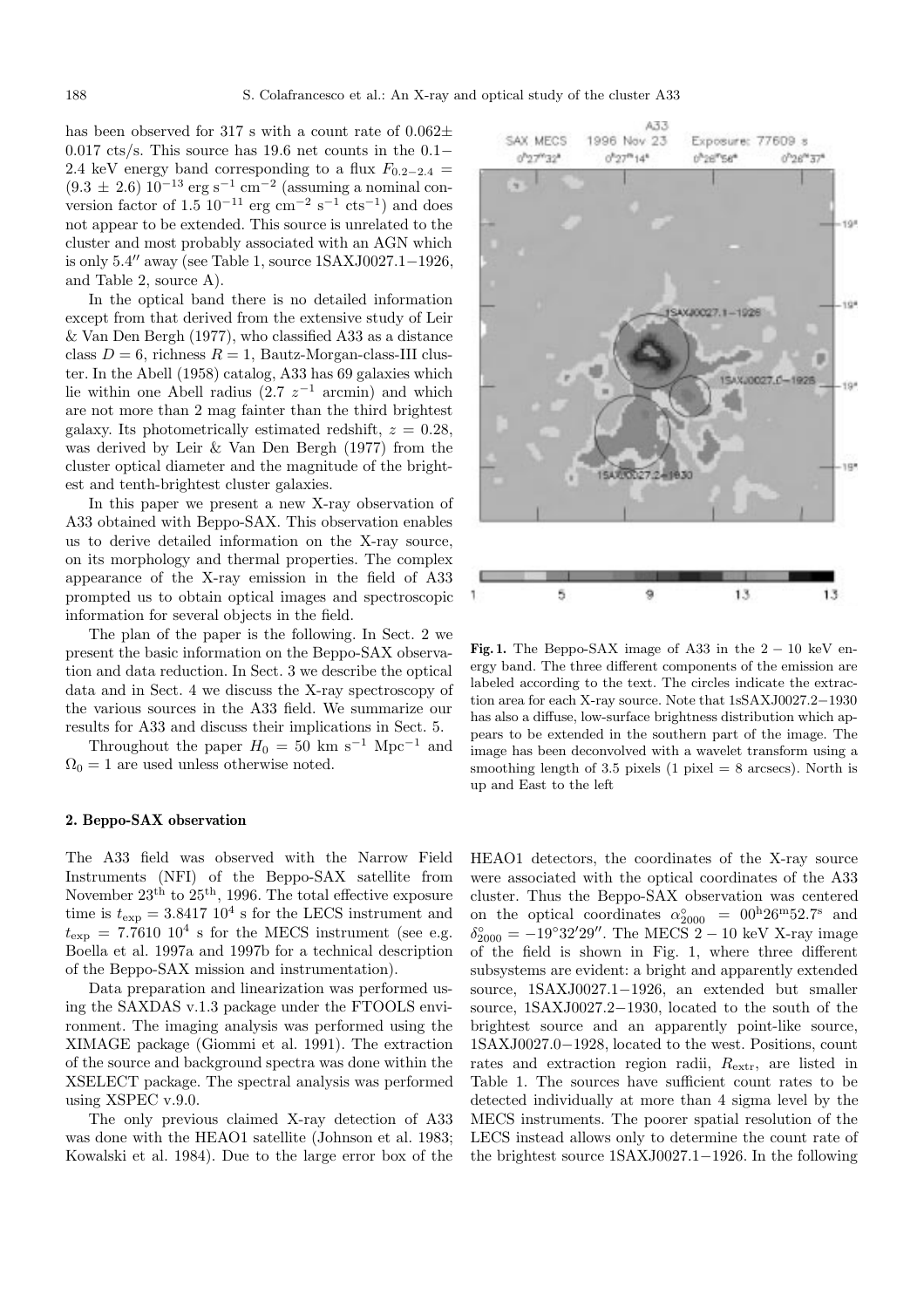has been observed for 317 s with a count rate of $0.062 \pm 0.017$ cts/s. This source has 19.6 net counts in the 0.1−2.4 keV energy band corresponding to a flux $F_{0.2-2.4} = (9.3 \pm 2.6)\ 10^{-13}$ erg s$^{-1}$ cm$^{-2}$ (assuming a nominal conversion factor of $1.5\ 10^{-11}$ erg cm$^{-2}$ s$^{-1}$ cts$^{-1}$) and does not appear to be extended. This source is unrelated to the cluster and most probably associated with an AGN which is only $5.4''$ away (see Table 1, source 1SAXJ0027.1−1926, and Table 2, source A).

In the optical band there is no detailed information except from that derived from the extensive study of Leir & Van Den Bergh (1977), who classified A33 as a distance class $D = 6$, richness $R = 1$, Bautz-Morgan-class-III cluster. In the Abell (1958) catalog, A33 has 69 galaxies which lie within one Abell radius ($2.7\ z^{-1}$ arcmin) and which are not more than 2 mag fainter than the third brightest galaxy. Its photometrically estimated redshift, $z = 0.28$, was derived by Leir & Van Den Bergh (1977) from the cluster optical diameter and the magnitude of the brightest and tenth-brightest cluster galaxies.

In this paper we present a new X-ray observation of A33 obtained with Beppo-SAX. This observation enables us to derive detailed information on the X-ray source, on its morphology and thermal properties. The complex appearance of the X-ray emission in the field of A33 prompted us to obtain optical images and spectroscopic information for several objects in the field.

The plan of the paper is the following. In Sect. 2 we present the basic information on the Beppo-SAX observation and data reduction. In Sect. 3 we describe the optical data and in Sect. 4 we discuss the X-ray spectroscopy of the various sources in the A33 field. We summarize our results for A33 and discuss their implications in Sect. 5.

Throughout the paper $H_0 = 50$ km s$^{-1}$ Mpc$^{-1}$ and $\Omega_0 = 1$ are used unless otherwise noted.

**Fig. 1.** The Beppo-SAX image of A33 in the $2-10$ keV energy band. The three different components of the emission are labeled according to the text. The circles indicate the extraction area for each X-ray source. Note that 1sSAXJ0027.2−1930 has also a diffuse, low-surface brightness distribution which appears to be extended in the southern part of the image. The image has been deconvolved with a wavelet transform using a smoothing length of 3.5 pixels (1 pixel = 8 arcsecs). North is up and East to the left

## 2. Beppo-SAX observation

The A33 field was observed with the Narrow Field Instruments (NFI) of the Beppo-SAX satellite from November 23$^{\rm th}$ to 25$^{\rm th}$, 1996. The total effective exposure time is $t_{\rm exp} = 3.8417\ 10^4$ s for the LECS instrument and $t_{\rm exp} = 7.7610\ 10^4$ s for the MECS instrument (see e.g. Boella et al. 1997a and 1997b for a technical description of the Beppo-SAX mission and instrumentation).

Data preparation and linearization was performed using the SAXDAS v.1.3 package under the FTOOLS environment. The imaging analysis was performed using the XIMAGE package (Giommi et al. 1991). The extraction of the source and background spectra was done within the XSELECT package. The spectral analysis was performed using XSPEC v.9.0.

The only previous claimed X-ray detection of A33 was done with the HEAO1 satellite (Johnson et al. 1983; Kowalski et al. 1984). Due to the large error box of the HEAO1 detectors, the coordinates of the X-ray source were associated with the optical coordinates of the A33 cluster. Thus the Beppo-SAX observation was centered on the optical coordinates $\alpha^{\circ}_{2000} = 00^{\rm h}26^{\rm m}52.7^{\rm s}$ and $\delta^{\circ}_{2000} = -19°32'29''$. The MECS $2-10$ keV X-ray image of the field is shown in Fig. 1, where three different subsystems are evident: a bright and apparently extended source, 1SAXJ0027.1−1926, an extended but smaller source, 1SAXJ0027.2−1930, located to the south of the brightest source and an apparently point-like source, 1SAXJ0027.0−1928, located to the west. Positions, count rates and extraction region radii, $R_{\rm extr}$, are listed in Table 1. The sources have sufficient count rates to be detected individually at more than 4 sigma level by the MECS instruments. The poorer spatial resolution of the LECS instead allows only to determine the count rate of the brightest source 1SAXJ0027.1−1926. In the following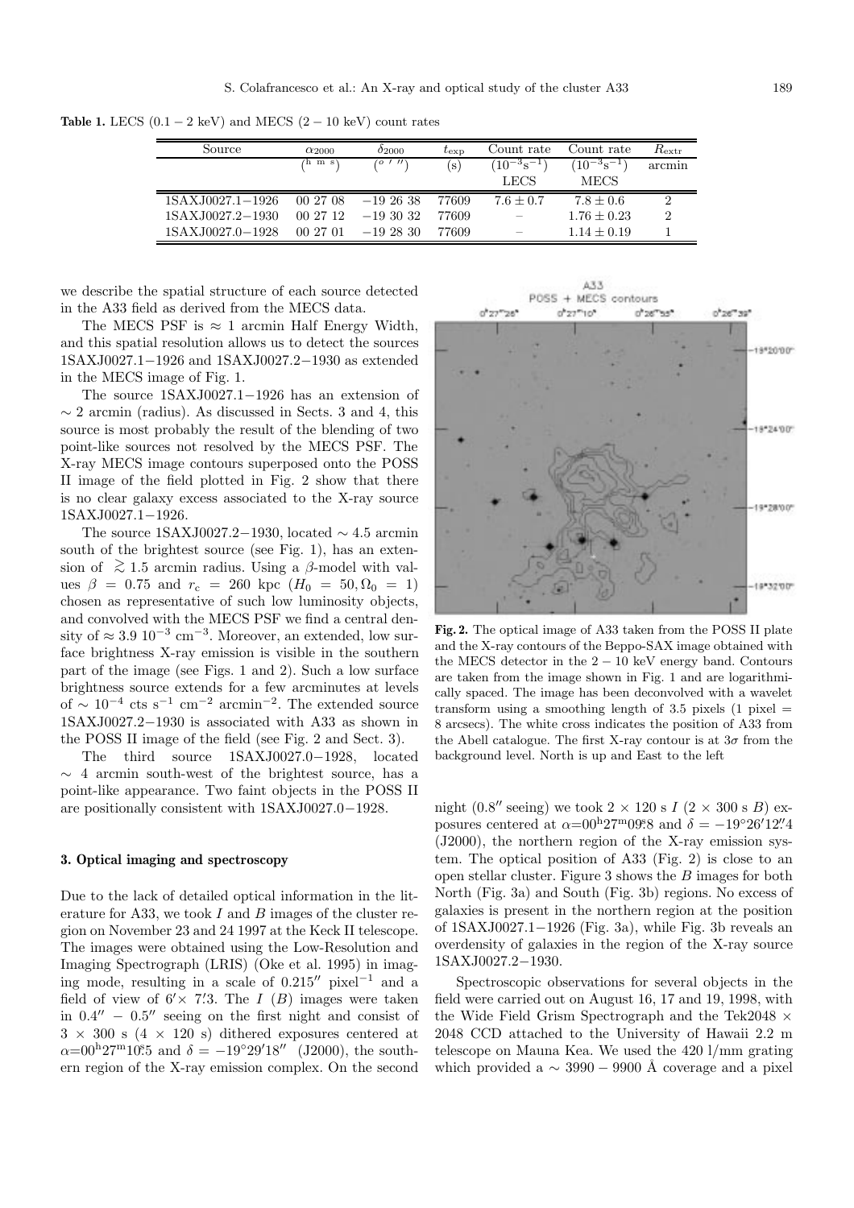**Table 1.** LECS $(0.1-2$ keV) and MECS $(2-10$ keV) count rates

| Source | $\alpha_{2000}$ | $\delta_{2000}$ | $t_{\rm exp}$ | Count rate | Count rate | $R_{\rm extr}$ |
|---|---|---|---|---|---|---|
| | (h m s) | (° ′ ″) | (s) | $(10^{-3}{\rm s}^{-1})$ | $(10^{-3}{\rm s}^{-1})$ | arcmin |
| | | | | LECS | MECS | |
| 1SAXJ0027.1−1926 | 00 27 08 | −19 26 38 | 77609 | $7.6 \pm 0.7$ | $7.8 \pm 0.6$ | 2 |
| 1SAXJ0027.2−1930 | 00 27 12 | −19 30 32 | 77609 | – | $1.76 \pm 0.23$ | 2 |
| 1SAXJ0027.0−1928 | 00 27 01 | −19 28 30 | 77609 | – | $1.14 \pm 0.19$ | 1 |

we describe the spatial structure of each source detected in the A33 field as derived from the MECS data.

The MECS PSF is $\approx 1$ arcmin Half Energy Width, and this spatial resolution allows us to detect the sources 1SAXJ0027.1−1926 and 1SAXJ0027.2−1930 as extended in the MECS image of Fig. 1.

The source 1SAXJ0027.1−1926 has an extension of $\sim 2$ arcmin (radius). As discussed in Sects. 3 and 4, this source is most probably the result of the blending of two point-like sources not resolved by the MECS PSF. The X-ray MECS image contours superposed onto the POSS II image of the field plotted in Fig. 2 show that there is no clear galaxy excess associated to the X-ray source 1SAXJ0027.1−1926.

The source 1SAXJ0027.2−1930, located $\sim 4.5$ arcmin south of the brightest source (see Fig. 1), has an extension of $\gtrsim 1.5$ arcmin radius. Using a $\beta$-model with values $\beta = 0.75$ and $r_{\rm c} = 260$ kpc ($H_0 = 50, \Omega_0 = 1$) chosen as representative of such low luminosity objects, and convolved with the MECS PSF we find a central density of $\approx 3.9\ 10^{-3}$ cm$^{-3}$. Moreover, an extended, low surface brightness X-ray emission is visible in the southern part of the image (see Figs. 1 and 2). Such a low surface brightness source extends for a few arcminutes at levels of $\sim 10^{-4}$ cts s$^{-1}$ cm$^{-2}$ arcmin$^{-2}$. The extended source 1SAXJ0027.2−1930 is associated with A33 as shown in the POSS II image of the field (see Fig. 2 and Sect. 3).

The third source 1SAXJ0027.0−1928, located $\sim 4$ arcmin south-west of the brightest source, has a point-like appearance. Two faint objects in the POSS II are positionally consistent with 1SAXJ0027.0−1928.

### 3. Optical imaging and spectroscopy

Due to the lack of detailed optical information in the literature for A33, we took $I$ and $B$ images of the cluster region on November 23 and 24 1997 at the Keck II telescope. The images were obtained using the Low-Resolution and Imaging Spectrograph (LRIS) (Oke et al. 1995) in imaging mode, resulting in a scale of $0.215''$ pixel$^{-1}$ and a field of view of $6' \times 7'\!.3$. The $I$ ($B$) images were taken in $0.4'' - 0.5''$ seeing on the first night and consist of $3 \times 300$ s ($4 \times 120$ s) dithered exposures centered at $\alpha$=00$^{\rm h}$27$^{\rm m}$10$^{\rm s}\!\!.$5 and $\delta = -19°29'18''$ (J2000), the southern region of the X-ray emission complex. On the second

A33
POSS + MECS contours

**Fig. 2.** The optical image of A33 taken from the POSS II plate and the X-ray contours of the Beppo-SAX image obtained with the MECS detector in the $2-10$ keV energy band. Contours are taken from the image shown in Fig. 1 and are logarithmically spaced. The image has been deconvolved with a wavelet transform using a smoothing length of 3.5 pixels (1 pixel = 8 arcsecs). The white cross indicates the position of A33 from the Abell catalogue. The first X-ray contour is at $3\sigma$ from the background level. North is up and East to the left

night ($0.8''$ seeing) we took $2 \times 120$ s $I$ ($2 \times 300$ s $B$) exposures centered at $\alpha$=00$^{\rm h}$27$^{\rm m}$09$^{\rm s}\!\!.$8 and $\delta = -19°26'12''\!\!.4$ (J2000), the northern region of the X-ray emission system. The optical position of A33 (Fig. 2) is close to an open stellar cluster. Figure 3 shows the $B$ images for both North (Fig. 3a) and South (Fig. 3b) regions. No excess of galaxies is present in the northern region at the position of 1SAXJ0027.1−1926 (Fig. 3a), while Fig. 3b reveals an overdensity of galaxies in the region of the X-ray source 1SAXJ0027.2−1930.

Spectroscopic observations for several objects in the field were carried out on August 16, 17 and 19, 1998, with the Wide Field Grism Spectrograph and the Tek2048 × 2048 CCD attached to the University of Hawaii 2.2 m telescope on Mauna Kea. We used the 420 l/mm grating which provided a $\sim 3990-9900$ Å coverage and a pixel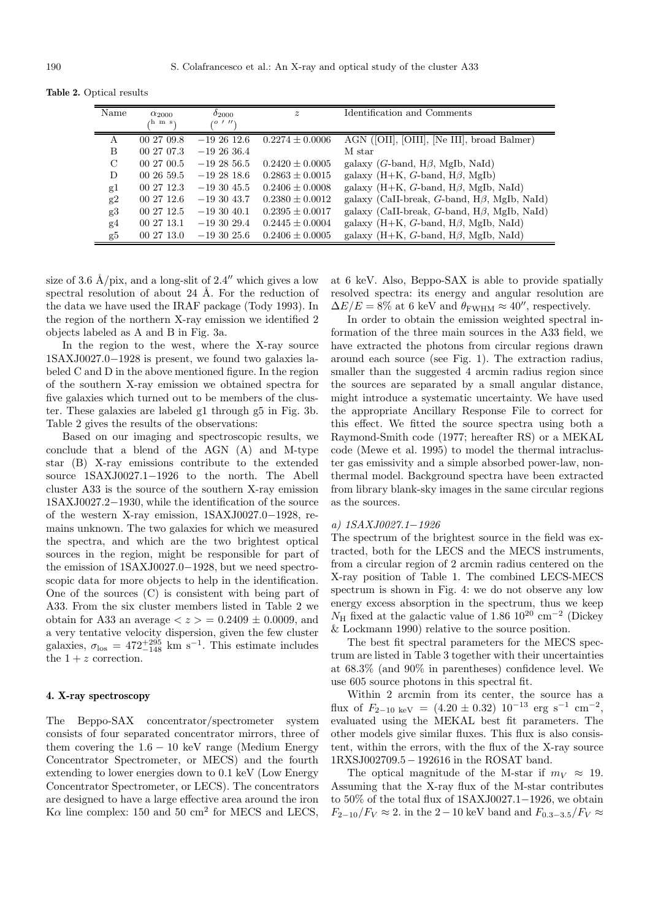**Table 2.** Optical results

| Name | $\alpha_{2000}$ ($^{\rm h\ m\ s}$) | $\delta_{2000}$ ($^{\circ\ \prime\ \prime\prime}$) | $z$ | Identification and Comments |
|---|---|---|---|---|
| A | 00 27 09.8 | −19 26 12.6 | $0.2274 \pm 0.0006$ | AGN ([OII], [OIII], [Ne III], broad Balmer) |
| B | 00 27 07.3 | −19 26 36.4 | | M star |
| C | 00 27 00.5 | −19 28 56.5 | $0.2420 \pm 0.0005$ | galaxy ($G$-band, H$\beta$, MgIb, NaId) |
| D | 00 26 59.5 | −19 28 18.6 | $0.2863 \pm 0.0015$ | galaxy (H+K, $G$-band, H$\beta$, MgIb) |
| g1 | 00 27 12.3 | −19 30 45.5 | $0.2406 \pm 0.0008$ | galaxy (H+K, $G$-band, H$\beta$, MgIb, NaId) |
| g2 | 00 27 12.6 | −19 30 43.7 | $0.2380 \pm 0.0012$ | galaxy (CaII-break, $G$-band, H$\beta$, MgIb, NaId) |
| g3 | 00 27 12.5 | −19 30 40.1 | $0.2395 \pm 0.0017$ | galaxy (CaII-break, $G$-band, H$\beta$, MgIb, NaId) |
| g4 | 00 27 13.1 | −19 30 29.4 | $0.2445 \pm 0.0004$ | galaxy (H+K, $G$-band, H$\beta$, MgIb, NaId) |
| g5 | 00 27 13.0 | −19 30 25.6 | $0.2406 \pm 0.0005$ | galaxy (H+K, $G$-band, H$\beta$, MgIb, NaId) |

size of 3.6 Å/pix, and a long-slit of $2.4''$ which gives a low spectral resolution of about 24 Å. For the reduction of the data we have used the IRAF package (Tody 1993). In the region of the northern X-ray emission we identified 2 objects labeled as A and B in Fig. 3a.

In the region to the west, where the X-ray source 1SAXJ0027.0−1928 is present, we found two galaxies labeled C and D in the above mentioned figure. In the region of the southern X-ray emission we obtained spectra for five galaxies which turned out to be members of the cluster. These galaxies are labeled g1 through g5 in Fig. 3b. Table 2 gives the results of the observations:

Based on our imaging and spectroscopic results, we conclude that a blend of the AGN (A) and M-type star (B) X-ray emissions contribute to the extended source 1SAXJ0027.1−1926 to the north. The Abell cluster A33 is the source of the southern X-ray emission 1SAXJ0027.2−1930, while the identification of the source of the western X-ray emission, 1SAXJ0027.0−1928, remains unknown. The two galaxies for which we measured the spectra, and which are the two brightest optical sources in the region, might be responsible for part of the emission of 1SAXJ0027.0−1928, but we need spectroscopic data for more objects to help in the identification. One of the sources (C) is consistent with being part of A33. From the six cluster members listed in Table 2 we obtain for A33 an average $< z > = 0.2409 \pm 0.0009$, and a very tentative velocity dispersion, given the few cluster galaxies, $\sigma_{\rm los} = 472^{+295}_{-148}$ km s$^{-1}$. This estimate includes the $1+z$ correction.

## 4. X-ray spectroscopy

The Beppo-SAX concentrator/spectrometer system consists of four separated concentrator mirrors, three of them covering the $1.6-10$ keV range (Medium Energy Concentrator Spectrometer, or MECS) and the fourth extending to lower energies down to 0.1 keV (Low Energy Concentrator Spectrometer, or LECS). The concentrators are designed to have a large effective area around the iron K$\alpha$ line complex: 150 and 50 cm$^2$ for MECS and LECS, at 6 keV. Also, Beppo-SAX is able to provide spatially resolved spectra: its energy and angular resolution are $\Delta E/E = 8\%$ at 6 keV and $\theta_{\rm FWHM} \approx 40''$, respectively.

In order to obtain the emission weighted spectral information of the three main sources in the A33 field, we have extracted the photons from circular regions drawn around each source (see Fig. 1). The extraction radius, smaller than the suggested 4 arcmin radius region since the sources are separated by a small angular distance, might introduce a systematic uncertainty. We have used the appropriate Ancillary Response File to correct for this effect. We fitted the source spectra using both a Raymond-Smith code (1977; hereafter RS) or a MEKAL code (Mewe et al. 1995) to model the thermal intracluster gas emissivity and a simple absorbed power-law, non-thermal model. Background spectra have been extracted from library blank-sky images in the same circular regions as the sources.

### *a) 1SAXJ0027.1−1926*

The spectrum of the brightest source in the field was extracted, both for the LECS and the MECS instruments, from a circular region of 2 arcmin radius centered on the X-ray position of Table 1. The combined LECS-MECS spectrum is shown in Fig. 4: we do not observe any low energy excess absorption in the spectrum, thus we keep $N_{\rm H}$ fixed at the galactic value of $1.86\ 10^{20}$ cm$^{-2}$ (Dickey & Lockmann 1990) relative to the source position.

The best fit spectral parameters for the MECS spectrum are listed in Table 3 together with their uncertainties at 68.3% (and 90% in parentheses) confidence level. We use 605 source photons in this spectral fit.

Within 2 arcmin from its center, the source has a flux of $F_{2-10\ {\rm keV}} = (4.20 \pm 0.32)\ 10^{-13}$ erg s$^{-1}$ cm$^{-2}$, evaluated using the MEKAL best fit parameters. The other models give similar fluxes. This flux is also consistent, within the errors, with the flux of the X-ray source 1RXSJ002709.5 − 192616 in the ROSAT band.

The optical magnitude of the M-star if $m_V \approx 19$. Assuming that the X-ray flux of the M-star contributes to 50% of the total flux of 1SAXJ0027.1−1926, we obtain $F_{2-10}/F_V \approx 2.$ in the $2-10$ keV band and $F_{0.3-3.5}/F_V \approx$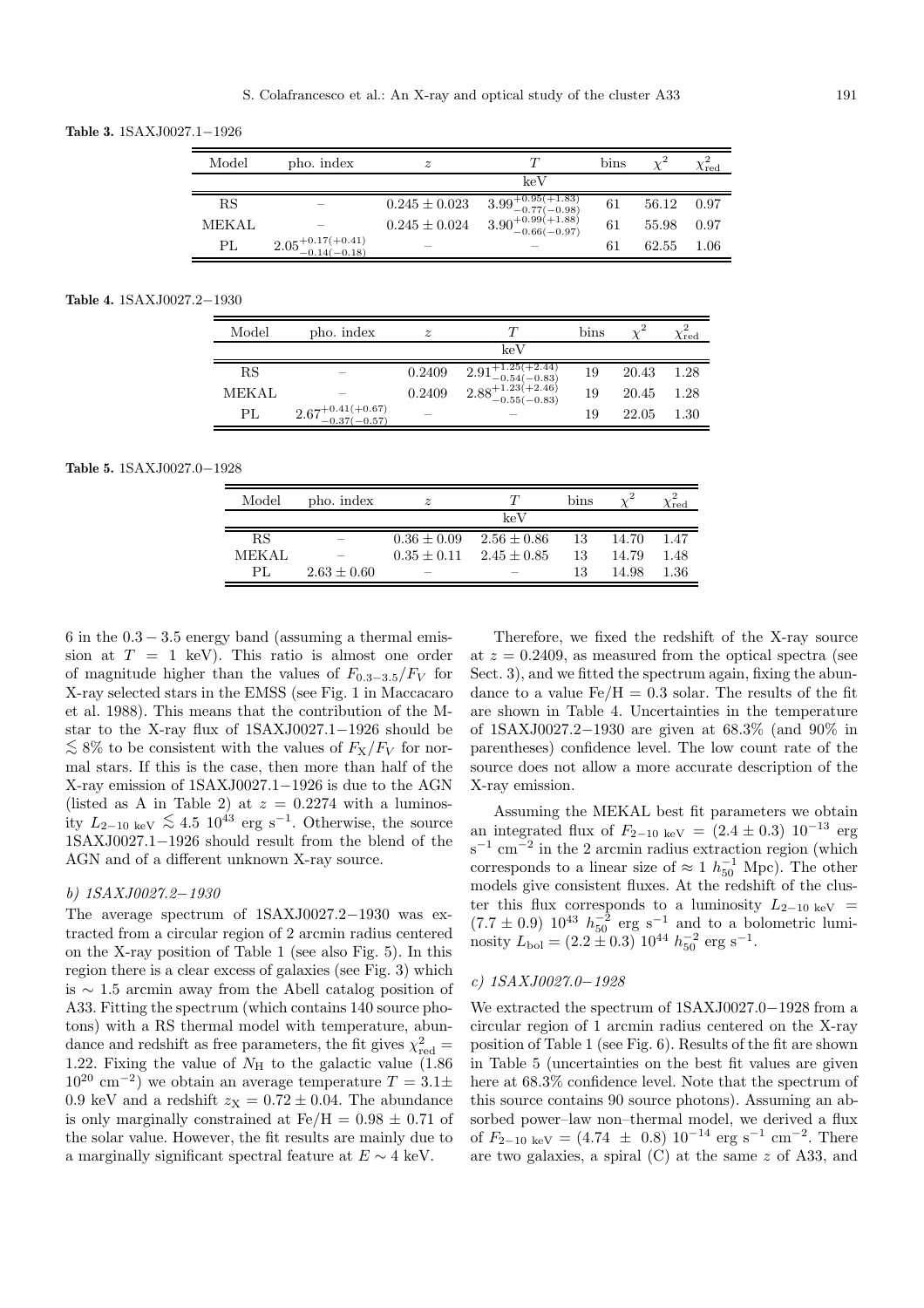**Table 3.** 1SAXJ0027.1−1926

| Model | pho. index | $z$ | $T$ | bins | $\chi^2$ | $\chi^2_{\rm red}$ |
|---|---|---|---|---|---|---|
| | | | keV | | | |
| RS | – | $0.245 \pm 0.023$ | $3.99^{+0.95(+1.83)}_{-0.77(-0.98)}$ | 61 | 56.12 | 0.97 |
| MEKAL | – | $0.245 \pm 0.024$ | $3.90^{+0.99(+1.88)}_{-0.66(-0.97)}$ | 61 | 55.98 | 0.97 |
| PL | $2.05^{+0.17(+0.41)}_{-0.14(-0.18)}$ | – | – | 61 | 62.55 | 1.06 |

**Table 4.** 1SAXJ0027.2−1930

| Model | pho. index | $z$ | $T$ | bins | $\chi^2$ | $\chi^2_{\rm red}$ |
|---|---|---|---|---|---|---|
| | | | keV | | | |
| RS | – | 0.2409 | $2.91^{+1.25(+2.44)}_{-0.54(-0.83)}$ | 19 | 20.43 | 1.28 |
| MEKAL | – | 0.2409 | $2.88^{+1.23(+2.46)}_{-0.55(-0.83)}$ | 19 | 20.45 | 1.28 |
| PL | $2.67^{+0.41(+0.67)}_{-0.37(-0.57)}$ | – | – | 19 | 22.05 | 1.30 |

**Table 5.** 1SAXJ0027.0−1928

| Model | pho. index | $z$ | $T$ | bins | $\chi^2$ | $\chi^2_{\rm red}$ |
|---|---|---|---|---|---|---|
| | | | keV | | | |
| RS | – | $0.36 \pm 0.09$ | $2.56 \pm 0.86$ | 13 | 14.70 | 1.47 |
| MEKAL | – | $0.35 \pm 0.11$ | $2.45 \pm 0.85$ | 13 | 14.79 | 1.48 |
| PL | $2.63 \pm 0.60$ | – | – | 13 | 14.98 | 1.36 |

6 in the $0.3-3.5$ energy band (assuming a thermal emission at $T = 1$ keV). This ratio is almost one order of magnitude higher than the values of $F_{0.3-3.5}/F_V$ for X-ray selected stars in the EMSS (see Fig. 1 in Maccacaro et al. 1988). This means that the contribution of the M-star to the X-ray flux of 1SAXJ0027.1−1926 should be $\lesssim 8\%$ to be consistent with the values of $F_{\rm X}/F_V$ for normal stars. If this is the case, then more than half of the X-ray emission of 1SAXJ0027.1−1926 is due to the AGN (listed as A in Table 2) at $z = 0.2274$ with a luminosity $L_{2-10\ {\rm keV}} \lesssim 4.5\ 10^{43}$ erg s$^{-1}$. Otherwise, the source 1SAXJ0027.1−1926 should result from the blend of the AGN and of a different unknown X-ray source.

*b) 1SAXJ0027.2–1930*

The average spectrum of 1SAXJ0027.2−1930 was extracted from a circular region of 2 arcmin radius centered on the X-ray position of Table 1 (see also Fig. 5). In this region there is a clear excess of galaxies (see Fig. 3) which is $\sim 1.5$ arcmin away from the Abell catalog position of A33. Fitting the spectrum (which contains 140 source photons) with a RS thermal model with temperature, abundance and redshift as free parameters, the fit gives $\chi^2_{\rm red} = 1.22$. Fixing the value of $N_{\rm H}$ to the galactic value (1.86 $10^{20}$ cm$^{-2}$) we obtain an average temperature $T = 3.1 \pm 0.9$ keV and a redshift $z_{\rm X} = 0.72 \pm 0.04$. The abundance is only marginally constrained at Fe/H $= 0.98 \pm 0.71$ of the solar value. However, the fit results are mainly due to a marginally significant spectral feature at $E \sim 4$ keV.

Therefore, we fixed the redshift of the X-ray source at $z = 0.2409$, as measured from the optical spectra (see Sect. 3), and we fitted the spectrum again, fixing the abundance to a value Fe/H $= 0.3$ solar. The results of the fit are shown in Table 4. Uncertainties in the temperature of 1SAXJ0027.2−1930 are given at 68.3% (and 90% in parentheses) confidence level. The low count rate of the source does not allow a more accurate description of the X-ray emission.

Assuming the MEKAL best fit parameters we obtain an integrated flux of $F_{2-10\ {\rm keV}} = (2.4 \pm 0.3)\ 10^{-13}$ erg s$^{-1}$ cm$^{-2}$ in the 2 arcmin radius extraction region (which corresponds to a linear size of $\approx 1\ h_{50}^{-1}$ Mpc). The other models give consistent fluxes. At the redshift of the cluster this flux corresponds to a luminosity $L_{2-10\ {\rm keV}} = (7.7 \pm 0.9)\ 10^{43}\ h_{50}^{-2}$ erg s$^{-1}$ and to a bolometric luminosity $L_{\rm bol} = (2.2 \pm 0.3)\ 10^{44}\ h_{50}^{-2}$ erg s$^{-1}$.

*c) 1SAXJ0027.0–1928*

We extracted the spectrum of 1SAXJ0027.0−1928 from a circular region of 1 arcmin radius centered on the X-ray position of Table 1 (see Fig. 6). Results of the fit are shown in Table 5 (uncertainties on the best fit values are given here at 68.3% confidence level. Note that the spectrum of this source contains 90 source photons). Assuming an absorbed power–law non–thermal model, we derived a flux of $F_{2-10\ {\rm keV}} = (4.74 \pm 0.8)\ 10^{-14}$ erg s$^{-1}$ cm$^{-2}$. There are two galaxies, a spiral (C) at the same $z$ of A33, and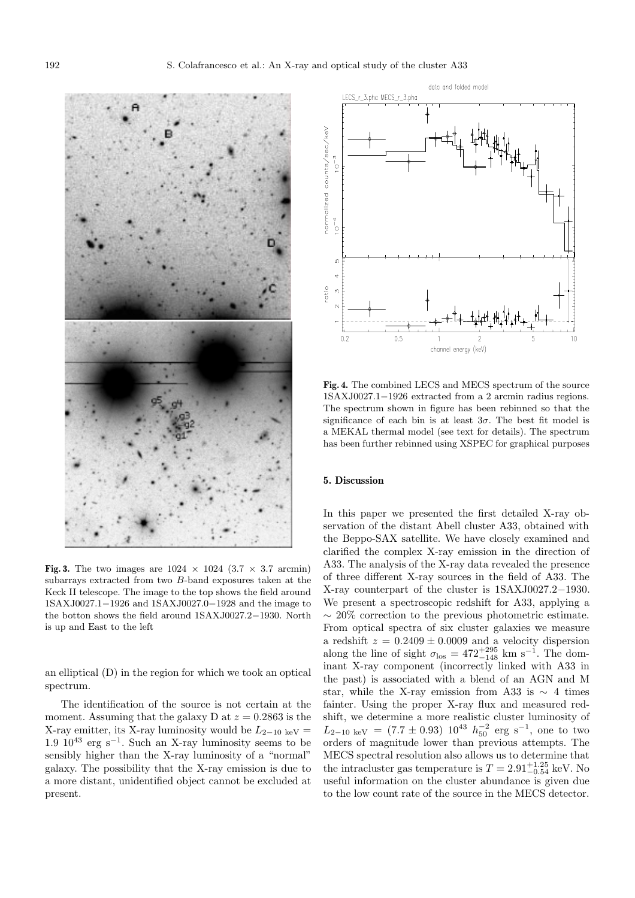**Fig. 3.** The two images are $1024 \times 1024$ ($3.7 \times 3.7$ arcmin) subarrays extracted from two $B$-band exposures taken at the Keck II telescope. The image to the top shows the field around 1SAXJ0027.1−1926 and 1SAXJ0027.0−1928 and the image to the botton shows the field around 1SAXJ0027.2−1930. North is up and East to the left

an elliptical (D) in the region for which we took an optical spectrum.

The identification of the source is not certain at the moment. Assuming that the galaxy D at $z = 0.2863$ is the X-ray emitter, its X-ray luminosity would be $L_{2-10\ \mathrm{keV}} = 1.9\ 10^{43}$ erg s$^{-1}$. Such an X-ray luminosity seems to be sensibly higher than the X-ray luminosity of a "normal" galaxy. The possibility that the X-ray emission is due to a more distant, unidentified object cannot be excluded at present.

**Fig. 4.** The combined LECS and MECS spectrum of the source 1SAXJ0027.1−1926 extracted from a 2 arcmin radius regions. The spectrum shown in figure has been rebinned so that the significance of each bin is at least $3\sigma$. The best fit model is a MEKAL thermal model (see text for details). The spectrum has been further rebinned using XSPEC for graphical purposes

## 5. Discussion

In this paper we presented the first detailed X-ray observation of the distant Abell cluster A33, obtained with the Beppo-SAX satellite. We have closely examined and clarified the complex X-ray emission in the direction of A33. The analysis of the X-ray data revealed the presence of three different X-ray sources in the field of A33. The X-ray counterpart of the cluster is 1SAXJ0027.2−1930. We present a spectroscopic redshift for A33, applying a $\sim 20\%$ correction to the previous photometric estimate. From optical spectra of six cluster galaxies we measure a redshift $z = 0.2409 \pm 0.0009$ and a velocity dispersion along the line of sight $\sigma_{\mathrm{los}} = 472^{+295}_{-148}$ km s$^{-1}$. The dominant X-ray component (incorrectly linked with A33 in the past) is associated with a blend of an AGN and M star, while the X-ray emission from A33 is $\sim 4$ times fainter. Using the proper X-ray flux and measured redshift, we determine a more realistic cluster luminosity of $L_{2-10\ \mathrm{keV}} = (7.7 \pm 0.93)\ 10^{43}\ h_{50}^{-2}$ erg s$^{-1}$, one to two orders of magnitude lower than previous attempts. The MECS spectral resolution also allows us to determine that the intracluster gas temperature is $T = 2.91^{+1.25}_{-0.54}$ keV. No useful information on the cluster abundance is given due to the low count rate of the source in the MECS detector.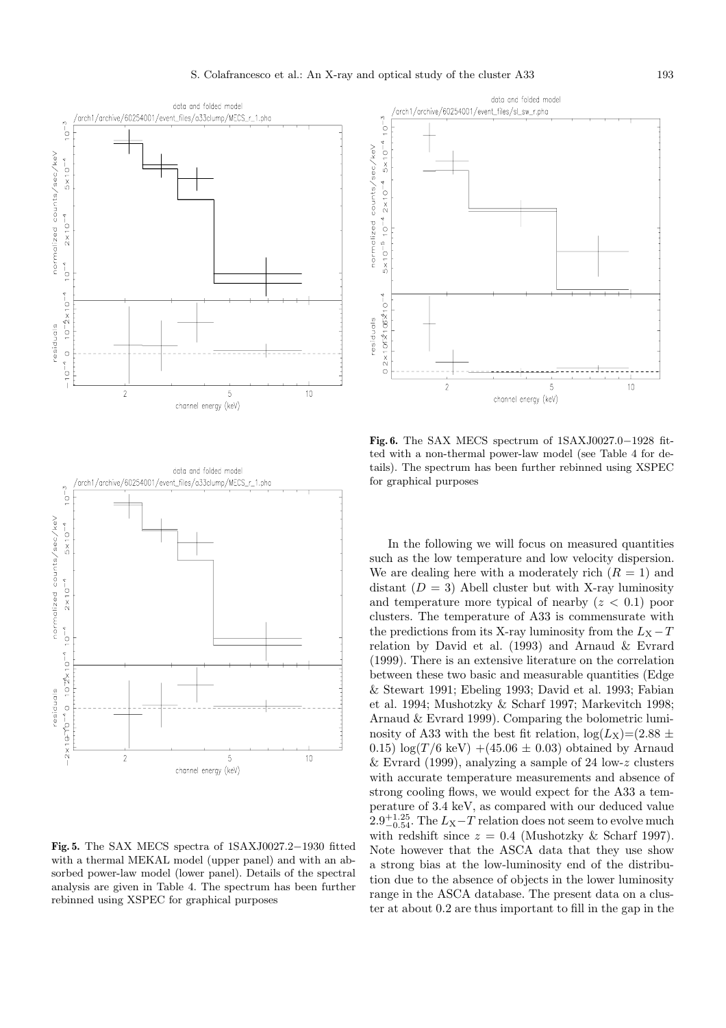**Fig. 5.** The SAX MECS spectra of 1SAXJ0027.2−1930 fitted with a thermal MEKAL model (upper panel) and with an absorbed power-law model (lower panel). Details of the spectral analysis are given in Table 4. The spectrum has been further rebinned using XSPEC for graphical purposes

**Fig. 6.** The SAX MECS spectrum of 1SAXJ0027.0−1928 fitted with a non-thermal power-law model (see Table 4 for details). The spectrum has been further rebinned using XSPEC for graphical purposes

In the following we will focus on measured quantities such as the low temperature and low velocity dispersion. We are dealing here with a moderately rich ($R = 1$) and distant ($D = 3$) Abell cluster but with X-ray luminosity and temperature more typical of nearby ($z < 0.1$) poor clusters. The temperature of A33 is commensurate with the predictions from its X-ray luminosity from the $L_X - T$ relation by David et al. (1993) and Arnaud & Evrard (1999). There is an extensive literature on the correlation between these two basic and measurable quantities (Edge & Stewart 1991; Ebeling 1993; David et al. 1993; Fabian et al. 1994; Mushotzky & Scharf 1997; Markevitch 1998; Arnaud & Evrard 1999). Comparing the bolometric luminosity of A33 with the best fit relation, $\log(L_X) = (2.88 \pm 0.15)\,\log(T/6\ \mathrm{keV}) + (45.06 \pm 0.03)$ obtained by Arnaud & Evrard (1999), analyzing a sample of 24 low-$z$ clusters with accurate temperature measurements and absence of strong cooling flows, we would expect for the A33 a temperature of 3.4 keV, as compared with our deduced value $2.9^{+1.25}_{-0.54}$. The $L_X - T$ relation does not seem to evolve much with redshift since $z = 0.4$ (Mushotzky & Scharf 1997). Note however that the ASCA data that they use show a strong bias at the low-luminosity end of the distribution due to the absence of objects in the lower luminosity range in the ASCA database. The present data on a cluster at about 0.2 are thus important to fill in the gap in the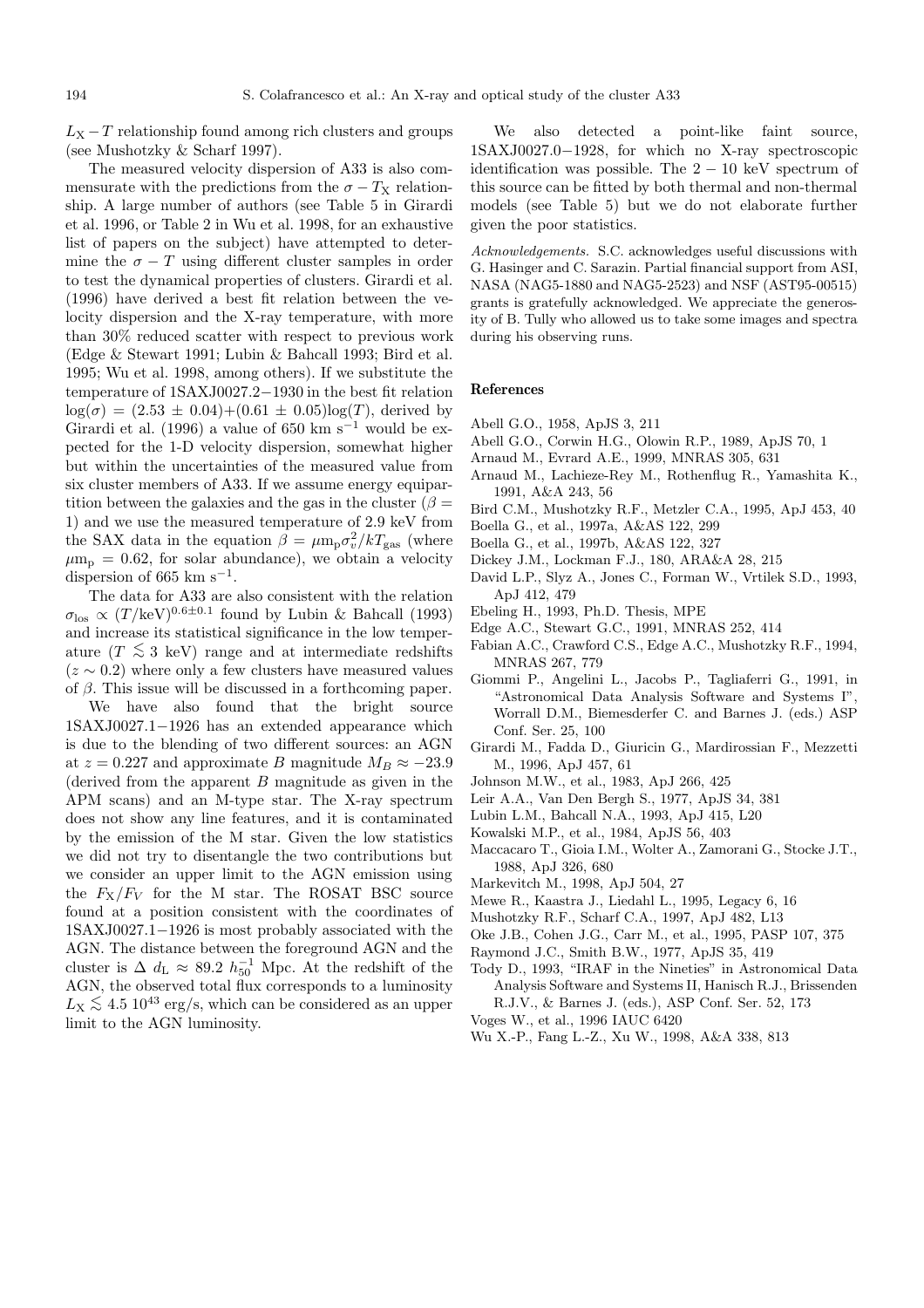$L_X - T$ relationship found among rich clusters and groups (see Mushotzky & Scharf 1997).

The measured velocity dispersion of A33 is also commensurate with the predictions from the $\sigma - T_X$ relationship. A large number of authors (see Table 5 in Girardi et al. 1996, or Table 2 in Wu et al. 1998, for an exhaustive list of papers on the subject) have attempted to determine the $\sigma - T$ using different cluster samples in order to test the dynamical properties of clusters. Girardi et al. (1996) have derived a best fit relation between the velocity dispersion and the X-ray temperature, with more than 30% reduced scatter with respect to previous work (Edge & Stewart 1991; Lubin & Bahcall 1993; Bird et al. 1995; Wu et al. 1998, among others). If we substitute the temperature of 1SAXJ0027.2−1930 in the best fit relation $\log(\sigma) = (2.53 \pm 0.04) + (0.61 \pm 0.05)\log(T)$, derived by Girardi et al. (1996) a value of 650 km s$^{-1}$ would be expected for the 1-D velocity dispersion, somewhat higher but within the uncertainties of the measured value from six cluster members of A33. If we assume energy equipartition between the galaxies and the gas in the cluster ($\beta = 1$) and we use the measured temperature of 2.9 keV from the SAX data in the equation $\beta = \mu m_p \sigma_v^2 / kT_{\rm gas}$ (where $\mu m_p = 0.62$, for solar abundance), we obtain a velocity dispersion of 665 km s$^{-1}$.

The data for A33 are also consistent with the relation $\sigma_{\rm los} \propto (T/{\rm keV})^{0.6 \pm 0.1}$ found by Lubin & Bahcall (1993) and increase its statistical significance in the low temperature ($T \lesssim 3$ keV) range and at intermediate redshifts ($z \sim 0.2$) where only a few clusters have measured values of $\beta$. This issue will be discussed in a forthcoming paper.

We have also found that the bright source 1SAXJ0027.1−1926 has an extended appearance which is due to the blending of two different sources: an AGN at $z = 0.227$ and approximate $B$ magnitude $M_B \approx -23.9$ (derived from the apparent $B$ magnitude as given in the APM scans) and an M-type star. The X-ray spectrum does not show any line features, and it is contaminated by the emission of the M star. Given the low statistics we did not try to disentangle the two contributions but we consider an upper limit to the AGN emission using the $F_X/F_V$ for the M star. The ROSAT BSC source found at a position consistent with the coordinates of 1SAXJ0027.1−1926 is most probably associated with the AGN. The distance between the foreground AGN and the cluster is $\Delta\ d_L \approx 89.2\ h_{50}^{-1}$ Mpc. At the redshift of the AGN, the observed total flux corresponds to a luminosity $L_X \lesssim 4.5\ 10^{43}$ erg/s, which can be considered as an upper limit to the AGN luminosity.

We also detected a point-like faint source, 1SAXJ0027.0−1928, for which no X-ray spectroscopic identification was possible. The $2 - 10$ keV spectrum of this source can be fitted by both thermal and non-thermal models (see Table 5) but we do not elaborate further given the poor statistics.

*Acknowledgements.* S.C. acknowledges useful discussions with G. Hasinger and C. Sarazin. Partial financial support from ASI, NASA (NAG5-1880 and NAG5-2523) and NSF (AST95-00515) grants is gratefully acknowledged. We appreciate the generosity of B. Tully who allowed us to take some images and spectra during his observing runs.

## References

Abell G.O., 1958, ApJS 3, 211
Abell G.O., Corwin H.G., Olowin R.P., 1989, ApJS 70, 1
Arnaud M., Evrard A.E., 1999, MNRAS 305, 631
Arnaud M., Lachieze-Rey M., Rothenflug R., Yamashita K., 1991, A&A 243, 56
Bird C.M., Mushotzky R.F., Metzler C.A., 1995, ApJ 453, 40
Boella G., et al., 1997a, A&AS 122, 299
Boella G., et al., 1997b, A&AS 122, 327
Dickey J.M., Lockman F.J., 180, ARA&A 28, 215
David L.P., Slyz A., Jones C., Forman W., Vrtilek S.D., 1993, ApJ 412, 479
Ebeling H., 1993, Ph.D. Thesis, MPE
Edge A.C., Stewart G.C., 1991, MNRAS 252, 414
Fabian A.C., Crawford C.S., Edge A.C., Mushotzky R.F., 1994, MNRAS 267, 779
Giommi P., Angelini L., Jacobs P., Tagliaferri G., 1991, in "Astronomical Data Analysis Software and Systems I", Worrall D.M., Biemesderfer C. and Barnes J. (eds.) ASP Conf. Ser. 25, 100
Girardi M., Fadda D., Giuricin G., Mardirossian F., Mezzetti M., 1996, ApJ 457, 61
Johnson M.W., et al., 1983, ApJ 266, 425
Leir A.A., Van Den Bergh S., 1977, ApJS 34, 381
Lubin L.M., Bahcall N.A., 1993, ApJ 415, L20
Kowalski M.P., et al., 1984, ApJS 56, 403
Maccacaro T., Gioia I.M., Wolter A., Zamorani G., Stocke J.T., 1988, ApJ 326, 680
Markevitch M., 1998, ApJ 504, 27
Mewe R., Kaastra J., Liedahl L., 1995, Legacy 6, 16
Mushotzky R.F., Scharf C.A., 1997, ApJ 482, L13
Oke J.B., Cohen J.G., Carr M., et al., 1995, PASP 107, 375
Raymond J.C., Smith B.W., 1977, ApJS 35, 419
Tody D., 1993, "IRAF in the Nineties" in Astronomical Data Analysis Software and Systems II, Hanisch R.J., Brissenden R.J.V., & Barnes J. (eds.), ASP Conf. Ser. 52, 173
Voges W., et al., 1996 IAUC 6420
Wu X.-P., Fang L.-Z., Xu W., 1998, A&A 338, 813